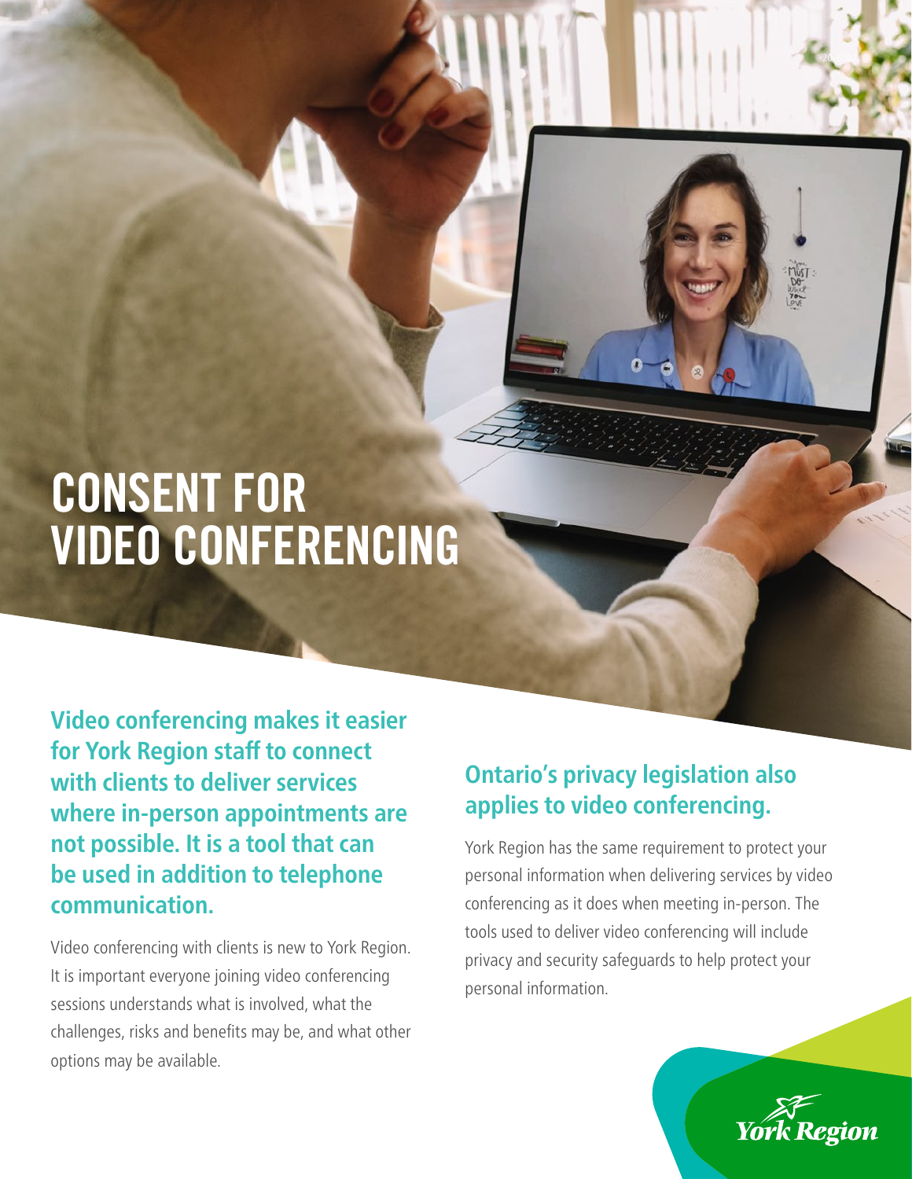# CONSENT FOR VIDEO CONFERENCING

**Video conferencing makes it easier for York Region staff to connect with clients to deliver services where in-person appointments are not possible. It is a tool that can be used in addition to telephone communication.**

Video conferencing with clients is new to York Region. It is important everyone joining video conferencing sessions understands what is involved, what the challenges, risks and benefits may be, and what other options may be available.

## Ontario's privacy legislation also applies to video conferencing.

York Region has the same requirement to protect your personal information when delivering services by video conferencing as it does when meeting in-person. The tools used to deliver video conferencing will include privacy and security safeguards to help protect your personal information.

York Region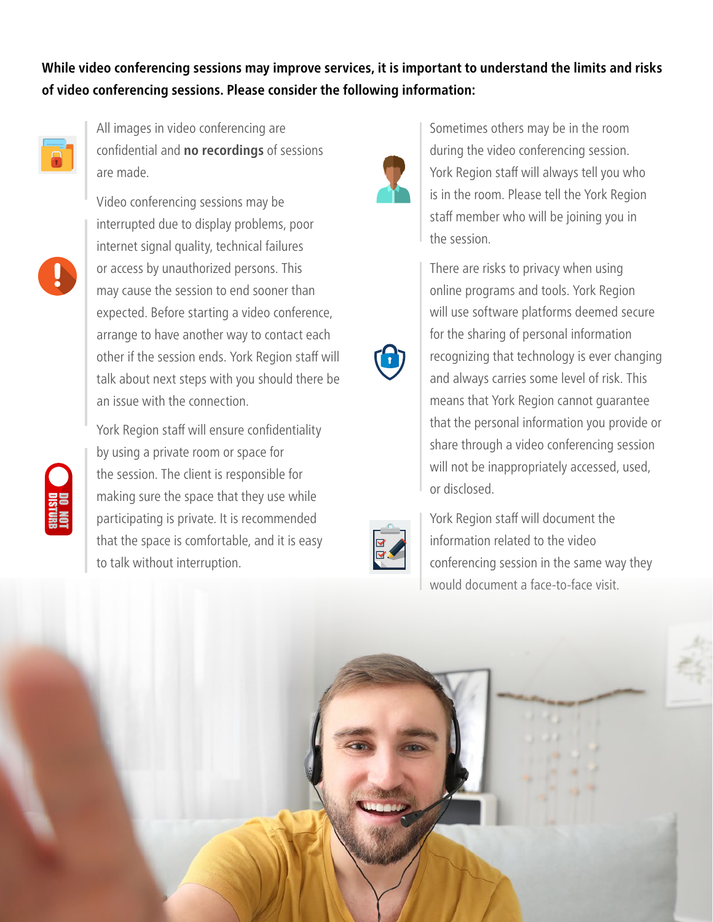**While video conferencing sessions may improve services, it is important to understand the limits and risks of video conferencing sessions. Please consider the following information:**

All images in video conferencing are confidential and **no recordings** of sessions are made.

Video conferencing sessions may be interrupted due to display problems, poor internet signal quality, technical failures or access by unauthorized persons. This may cause the session to end sooner than expected. Before starting a video conference, arrange to have another way to contact each other if the session ends. York Region staff will talk about next steps with you should there be an issue with the connection.

York Region staff will ensure confidentiality by using a private room or space for the session. The client is responsible for making sure the space that they use while participating is private. It is recommended that the space is comfortable, and it is easy to talk without interruption.

Sometimes others may be in the room during the video conferencing session. York Region staff will always tell you who is in the room. Please tell the York Region staff member who will be joining you in the session.

There are risks to privacy when using online programs and tools. York Region will use software platforms deemed secure for the sharing of personal information recognizing that technology is ever changing and always carries some level of risk. This means that York Region cannot guarantee that the personal information you provide or share through a video conferencing session will not be inappropriately accessed, used, or disclosed.

York Region staff will document the information related to the video conferencing session in the same way they would document a face-to-face visit.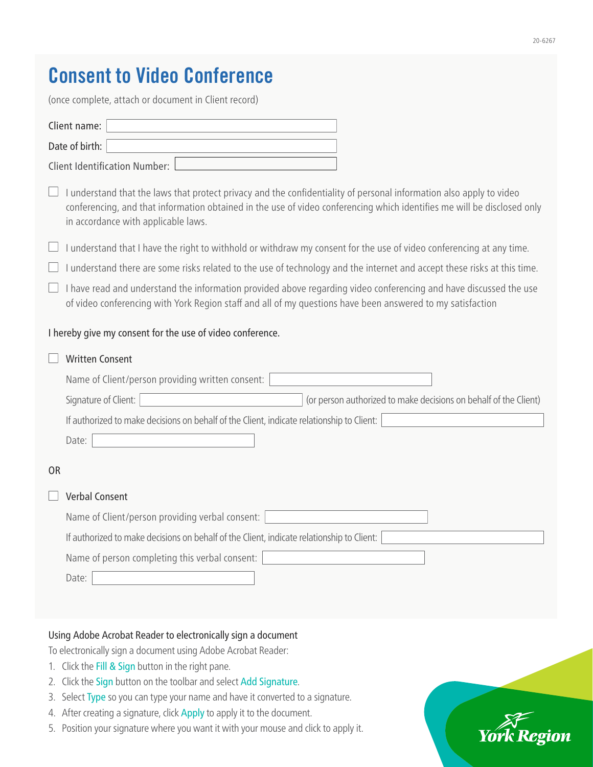# Consent to Video Conference

(once complete, attach or document in Client record)

Client name:

Date of birth:

Client Identification Number:

- ☐ I understand that the laws that protect privacy and the confidentiality of personal information also apply to video conferencing, and that information obtained in the use of video conferencing which identifies me will be disclosed only in accordance with applicable laws.
- ☐ I understand that I have the right to withhold or withdraw my consent for the use of video conferencing at any time.
- ☐ I understand there are some risks related to the use of technology and the internet and accept these risks at this time.
- ☐ I have read and understand the information provided above regarding video conferencing and have discussed the use of video conferencing with York Region staff and all of my questions have been answered to my satisfaction

I hereby give my consent for the use of video conference.

☐ Written Consent

Name of Client/person providing written consent:

Signature of Client: (or person authorized to make decisions on behalf of the Client)

If authorized to make decisions on behalf of the Client, indicate relationship to Client:

Date:

OR

☐ Verbal Consent

Name of Client/person providing verbal consent:

If authorized to make decisions on behalf of the Client, indicate relationship to Client:

Name of person completing this verbal consent:

Date:

## Using Adobe Acrobat Reader to electronically sign a document

To electronically sign a document using Adobe Acrobat Reader:

1. Click the Fill & Sign button in the right pane.
2. Click the Sign button on the toolbar and select Add Signature.
3. Select Type so you can type your name and have it converted to a signature.
4. After creating a signature, click Apply to apply it to the document.
5. Position your signature where you want it with your mouse and click to apply it.

York Region